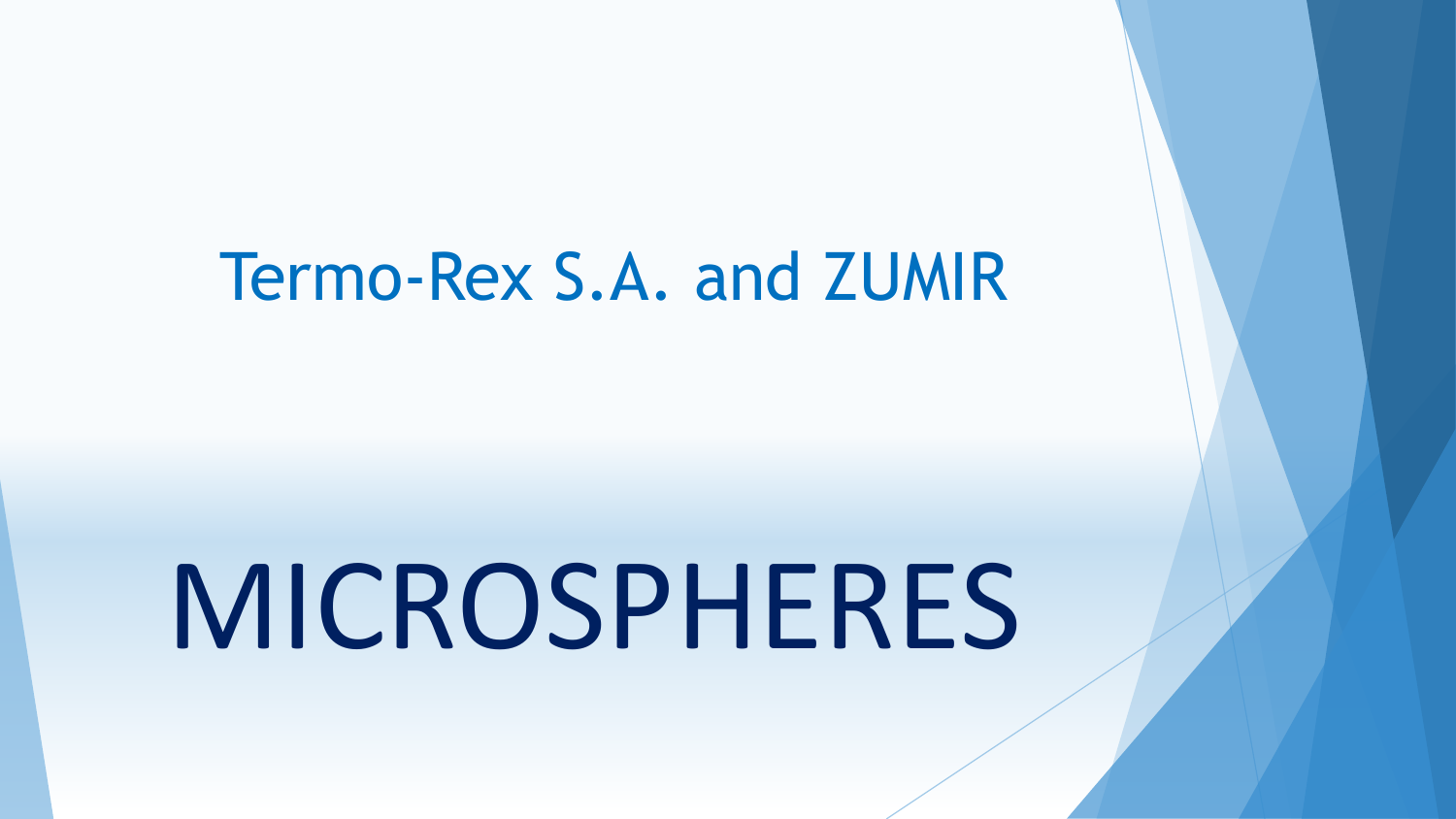## Termo-Rex S.A. and ZUMIR

# MICROSPHERES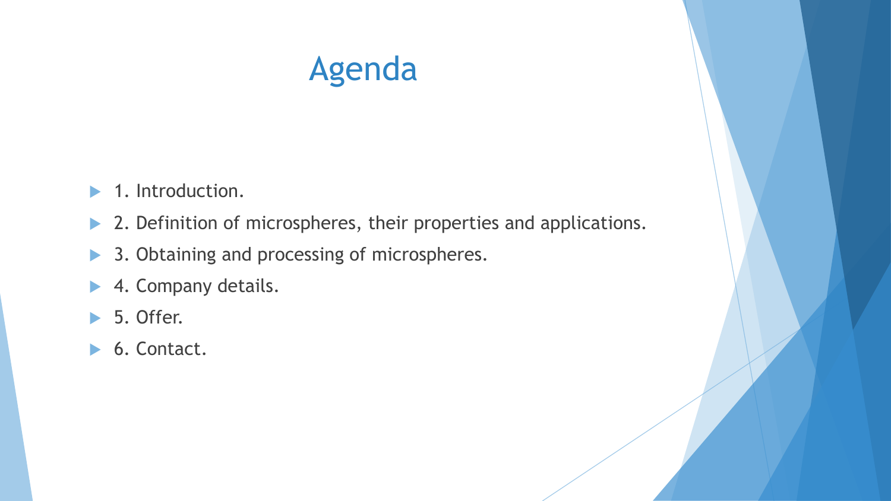# Agenda

- 1. Introduction.
- 2. Definition of microspheres, their properties and applications.
- 3. Obtaining and processing of microspheres.
- 4. Company details.
- 5. Offer.
- 6. Contact.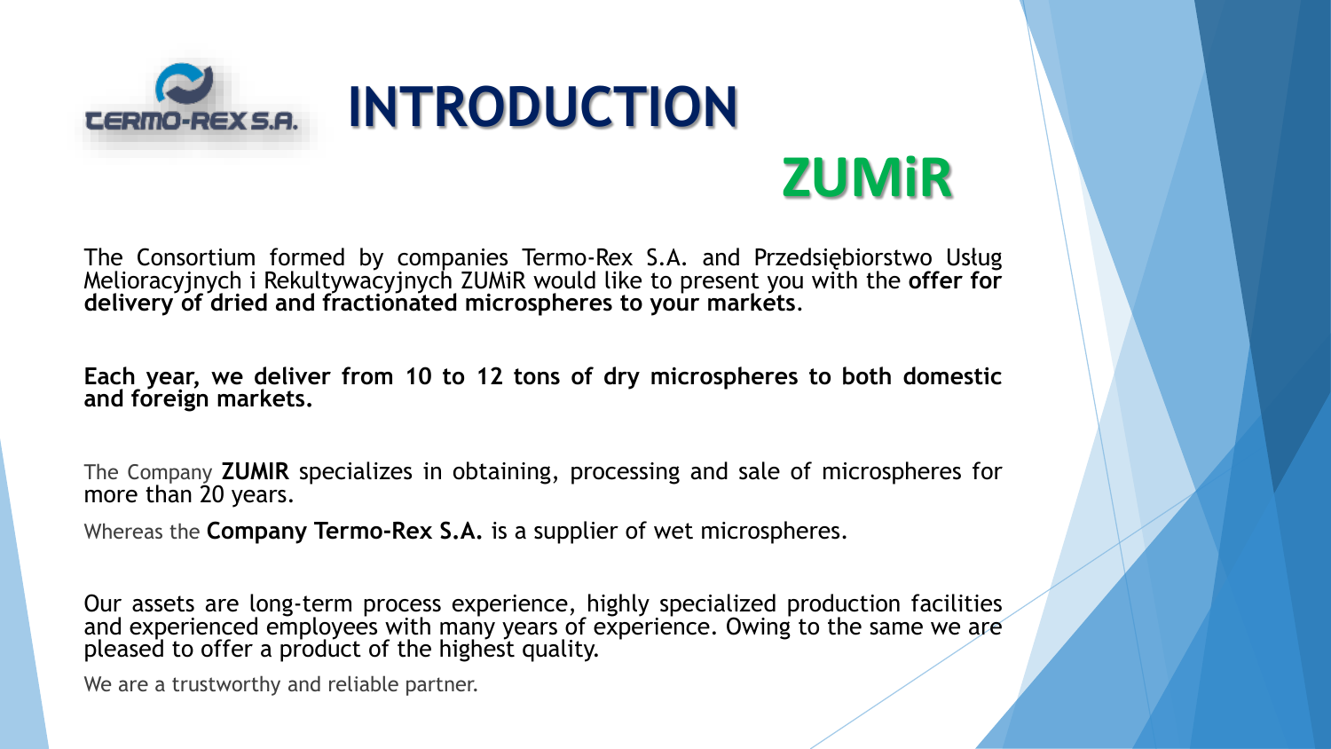# INTRODUCTION

## ZUMiR

The Consortium formed by companies Termo-Rex S.A. and Przedsiębiorstwo Usług Melioracyjnych i Rekultywacyjnych ZUMiR would like to present you with the **offer for delivery of dried and fractionated microspheres to your markets**.

**Each year, we deliver from 10 to 12 tons of dry microspheres to both domestic and foreign markets.**

The Company **ZUMIR** specializes in obtaining, processing and sale of microspheres for more than 20 years.

Whereas the **Company Termo-Rex S.A.** is a supplier of wet microspheres.

Our assets are long-term process experience, highly specialized production facilities and experienced employees with many years of experience. Owing to the same we are pleased to offer a product of the highest quality.

We are a trustworthy and reliable partner.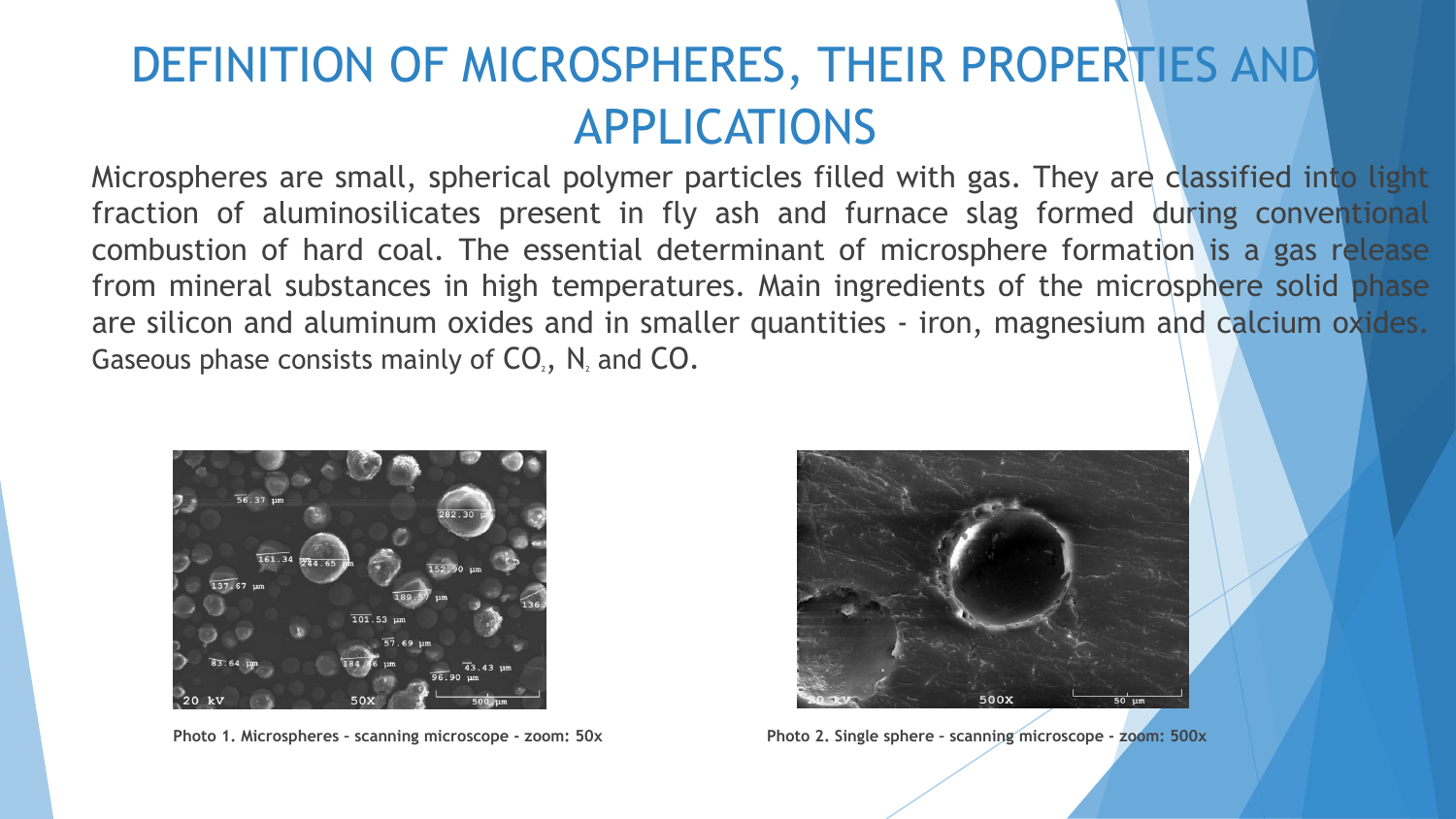# DEFINITION OF MICROSPHERES, THEIR PROPERTIES AND APPLICATIONS

Microspheres are small, spherical polymer particles filled with gas. They are classified into light fraction of aluminosilicates present in fly ash and furnace slag formed during conventional combustion of hard coal. The essential determinant of microsphere formation is a gas release from mineral substances in high temperatures. Main ingredients of the microsphere solid phase are silicon and aluminum oxides and in smaller quantities - iron, magnesium and calcium oxides. Gaseous phase consists mainly of $CO_2$, $N_2$ and CO.

**Photo 1. Microspheres – scanning microscope – zoom: 50x**

**Photo 2. Single sphere – scanning microscope – zoom: 500x**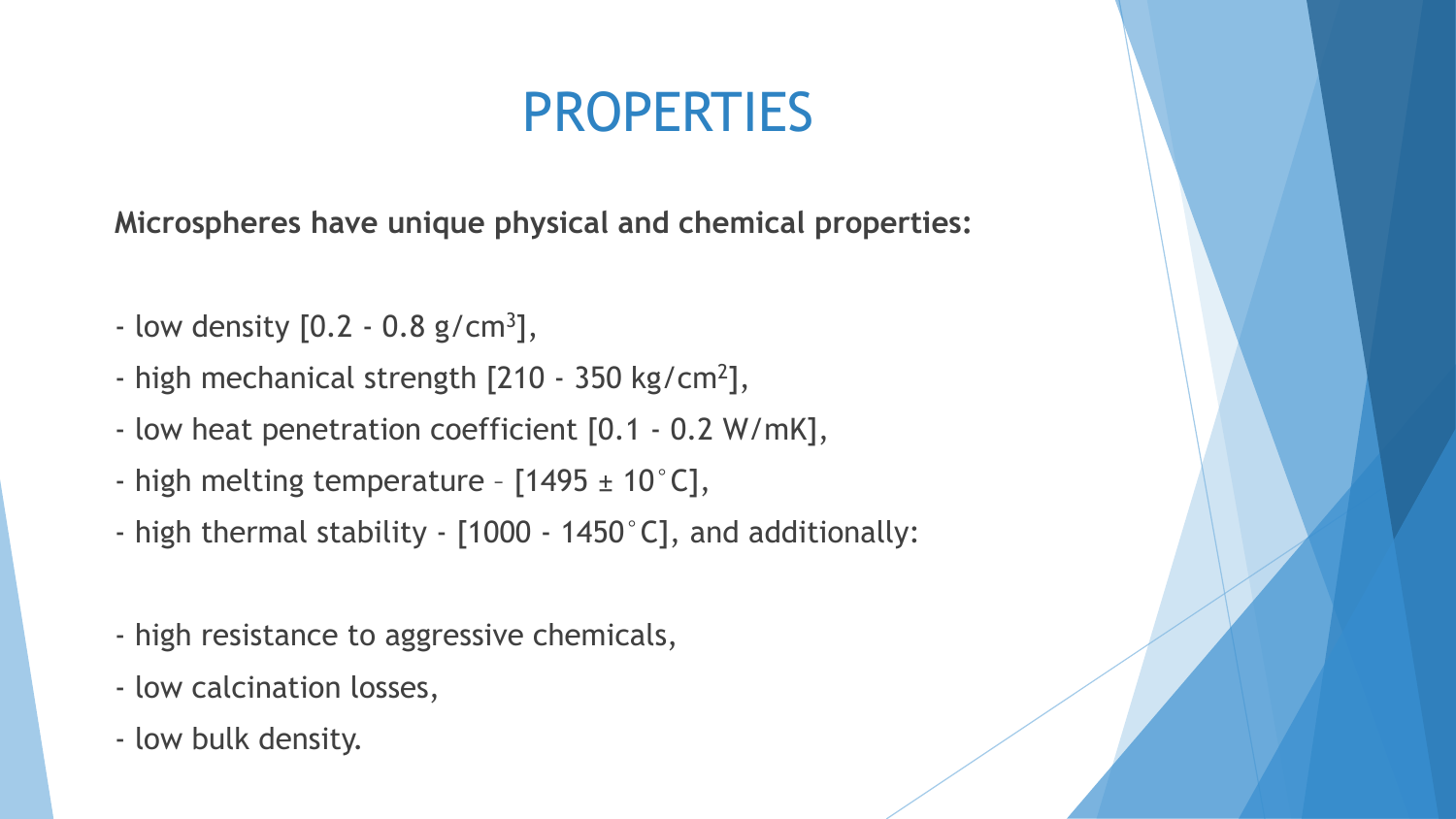# PROPERTIES

**Microspheres have unique physical and chemical properties:**

- low density [0.2 - 0.8 g/cm$^3$],
- high mechanical strength [210 - 350 kg/cm$^2$],
- low heat penetration coefficient [0.1 - 0.2 W/mK],
- high melting temperature – [1495 ± 10˚C],
- high thermal stability - [1000 - 1450˚C], and additionally:

- high resistance to aggressive chemicals,
- low calcination losses,
- low bulk density.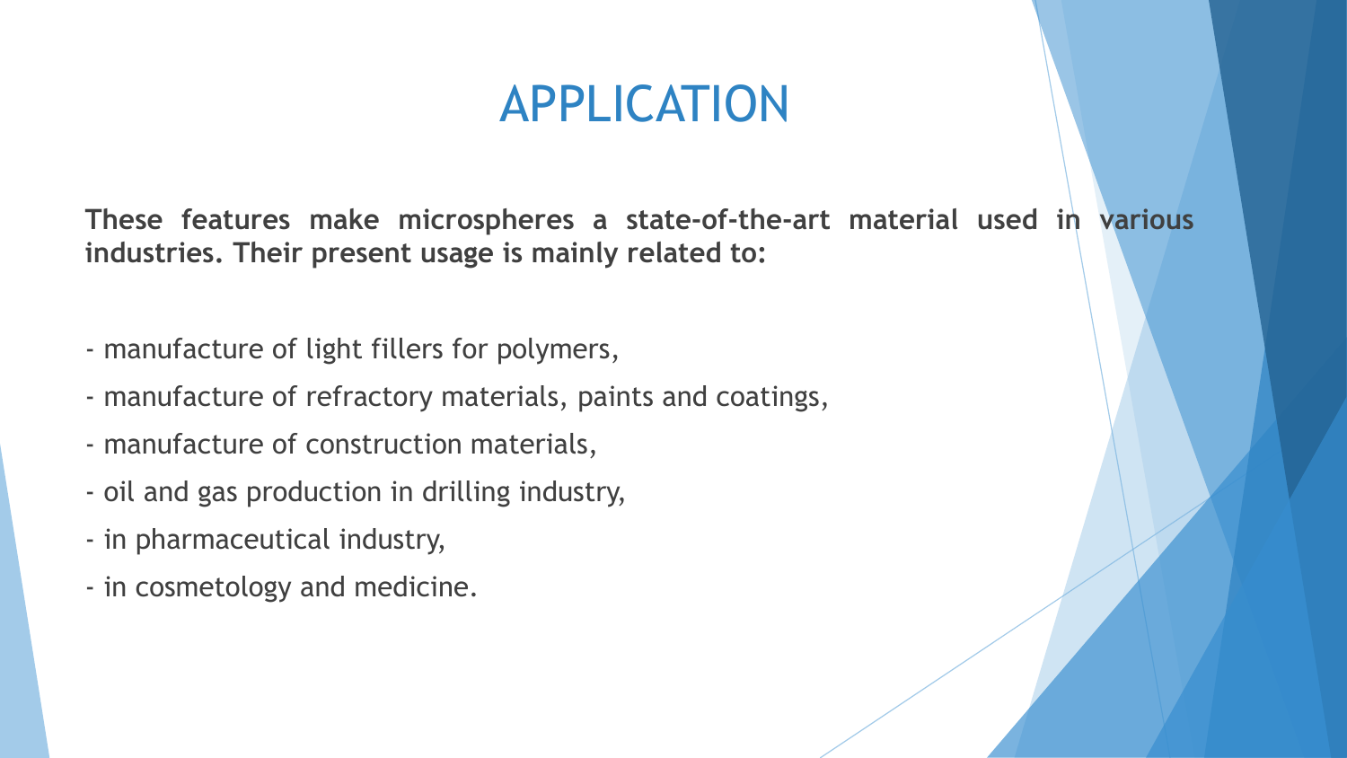# APPLICATION

**These features make microspheres a state-of-the-art material used in various industries. Their present usage is mainly related to:**

- manufacture of light fillers for polymers,
- manufacture of refractory materials, paints and coatings,
- manufacture of construction materials,
- oil and gas production in drilling industry,
- in pharmaceutical industry,
- in cosmetology and medicine.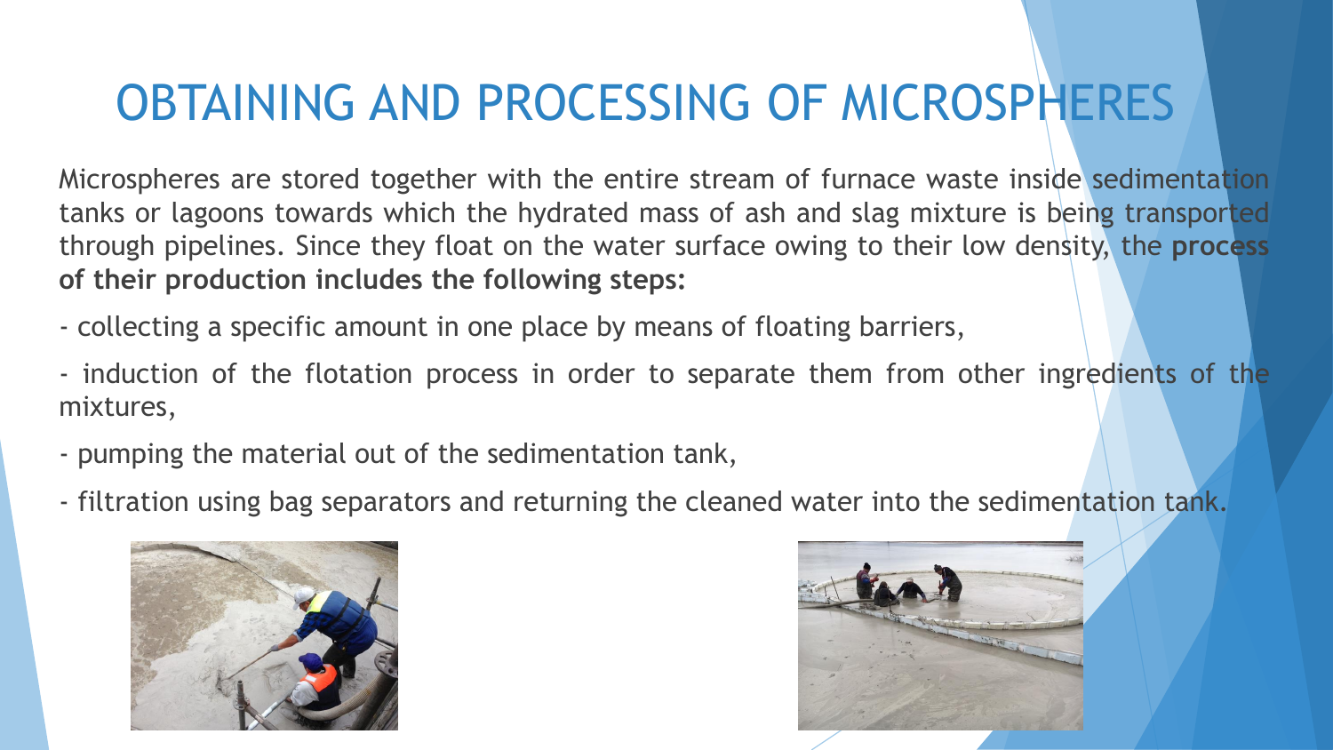# OBTAINING AND PROCESSING OF MICROSPHERES

Microspheres are stored together with the entire stream of furnace waste inside sedimentation tanks or lagoons towards which the hydrated mass of ash and slag mixture is being transported through pipelines. Since they float on the water surface owing to their low density, the **process of their production includes the following steps:**

- collecting a specific amount in one place by means of floating barriers,
- induction of the flotation process in order to separate them from other ingredients of the mixtures,
- pumping the material out of the sedimentation tank,
- filtration using bag separators and returning the cleaned water into the sedimentation tank.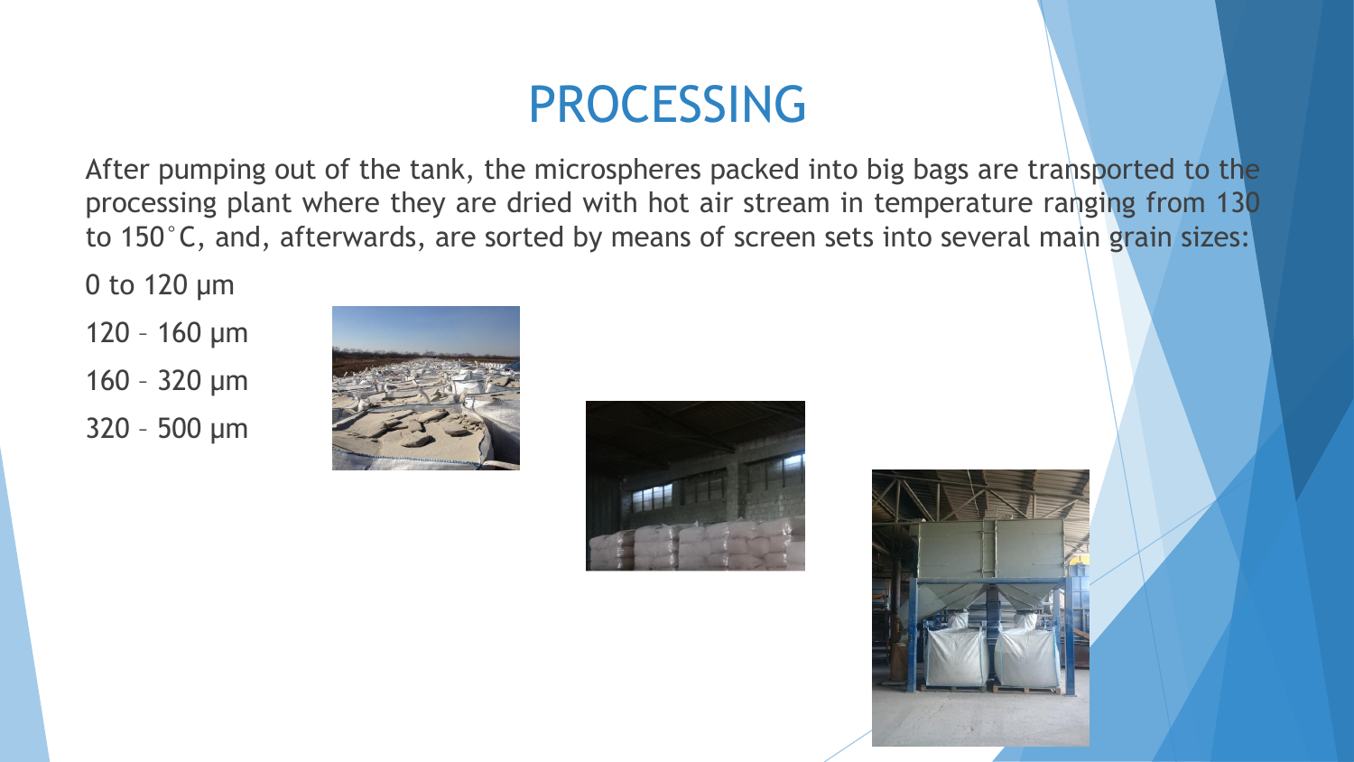# PROCESSING

After pumping out of the tank, the microspheres packed into big bags are transported to the processing plant where they are dried with hot air stream in temperature ranging from 130 to 150°C, and, afterwards, are sorted by means of screen sets into several main grain sizes:

0 to 120 μm

120 – 160 μm

160 – 320 μm

320 – 500 μm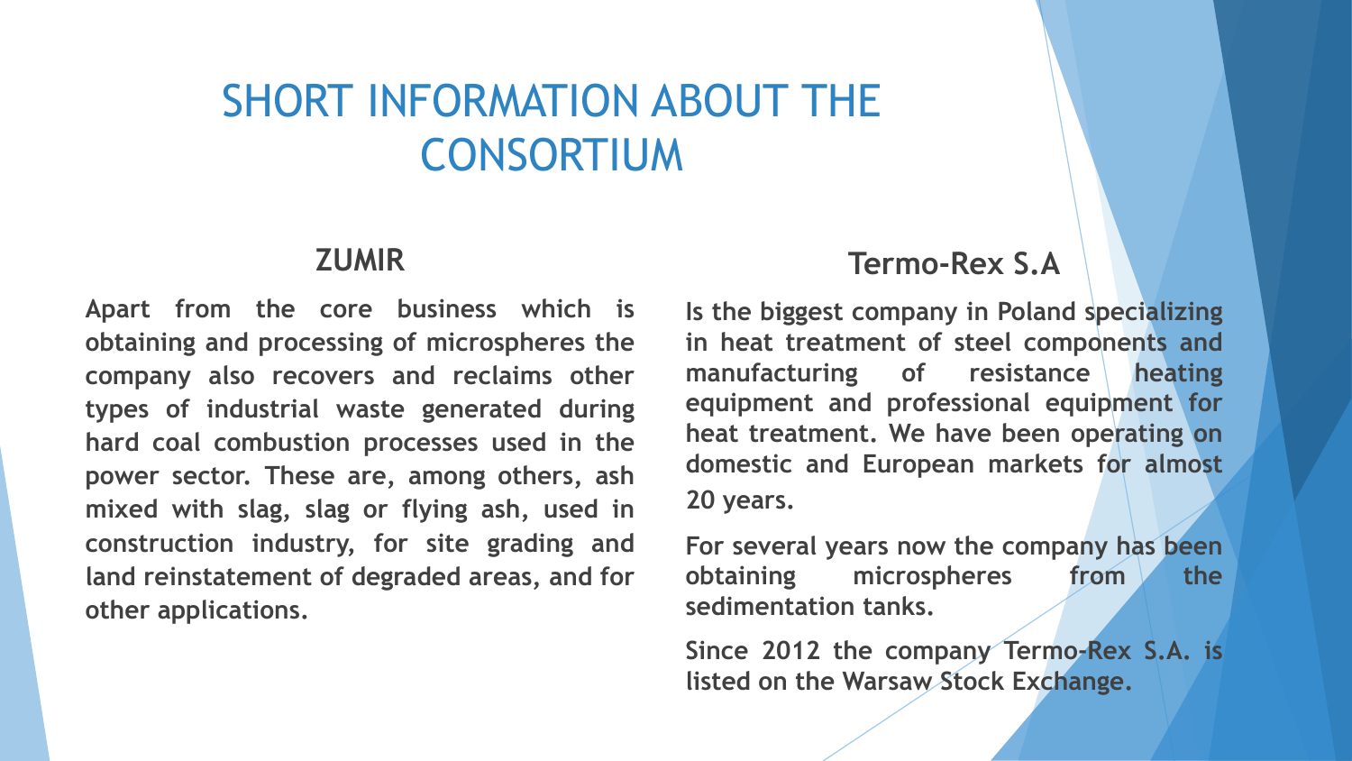# SHORT INFORMATION ABOUT THE CONSORTIUM

## ZUMIR

**Apart from the core business which is obtaining and processing of microspheres the company also recovers and reclaims other types of industrial waste generated during hard coal combustion processes used in the power sector. These are, among others, ash mixed with slag, slag or flying ash, used in construction industry, for site grading and land reinstatement of degraded areas, and for other applications.**

## Termo-Rex S.A

**Is the biggest company in Poland specializing in heat treatment of steel components and manufacturing of resistance heating equipment and professional equipment for heat treatment. We have been operating on domestic and European markets for almost 20 years.**

**For several years now the company has been obtaining microspheres from the sedimentation tanks.**

**Since 2012 the company Termo-Rex S.A. is listed on the Warsaw Stock Exchange.**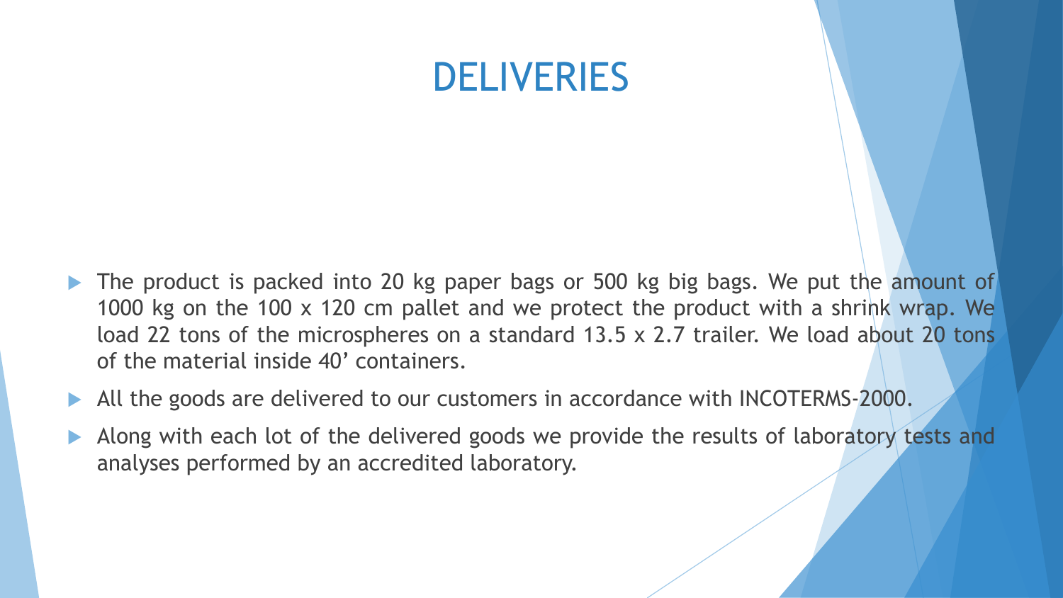# DELIVERIES

- The product is packed into 20 kg paper bags or 500 kg big bags. We put the amount of 1000 kg on the 100 x 120 cm pallet and we protect the product with a shrink wrap. We load 22 tons of the microspheres on a standard 13.5 x 2.7 trailer. We load about 20 tons of the material inside 40' containers.
- All the goods are delivered to our customers in accordance with INCOTERMS-2000.
- Along with each lot of the delivered goods we provide the results of laboratory tests and analyses performed by an accredited laboratory.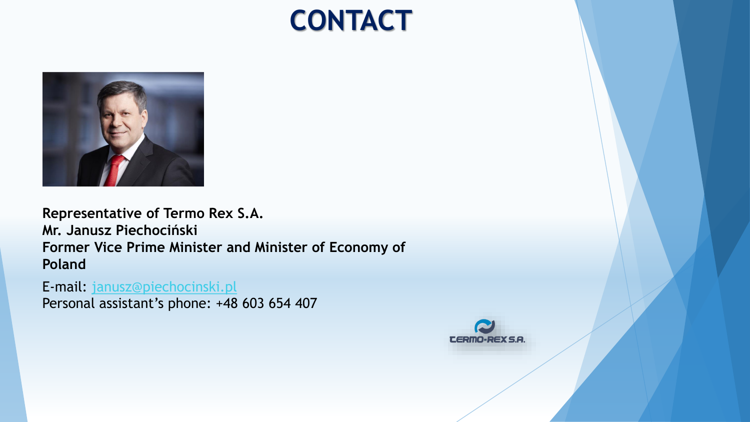# CONTACT

**Representative of Termo Rex S.A.**
**Mr. Janusz Piechociński**
**Former Vice Prime Minister and Minister of Economy of Poland**

E-mail: janusz@piechocinski.pl
Personal assistant’s phone: +48 603 654 407